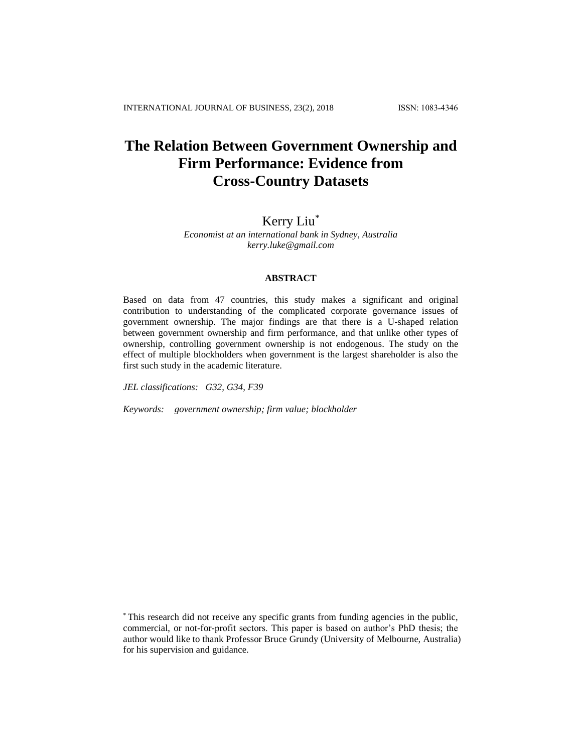# The Relation Between Government Ownership and Firm Performance: Evidence from Cross-Country Datasets

Kerry Liu[*]

*Economist at an international bank in Sydney, Australia*
*kerry.luke@gmail.com*

## ABSTRACT

Based on data from 47 countries, this study makes a significant and original contribution to understanding of the complicated corporate governance issues of government ownership. The major findings are that there is a U-shaped relation between government ownership and firm performance, and that unlike other types of ownership, controlling government ownership is not endogenous. The study on the effect of multiple blockholders when government is the largest shareholder is also the first such study in the academic literature.

*JEL classifications:* *G32, G34, F39*

*Keywords:* *government ownership; firm value; blockholder*

[*] This research did not receive any specific grants from funding agencies in the public, commercial, or not-for-profit sectors. This paper is based on author's PhD thesis; the author would like to thank Professor Bruce Grundy (University of Melbourne, Australia) for his supervision and guidance.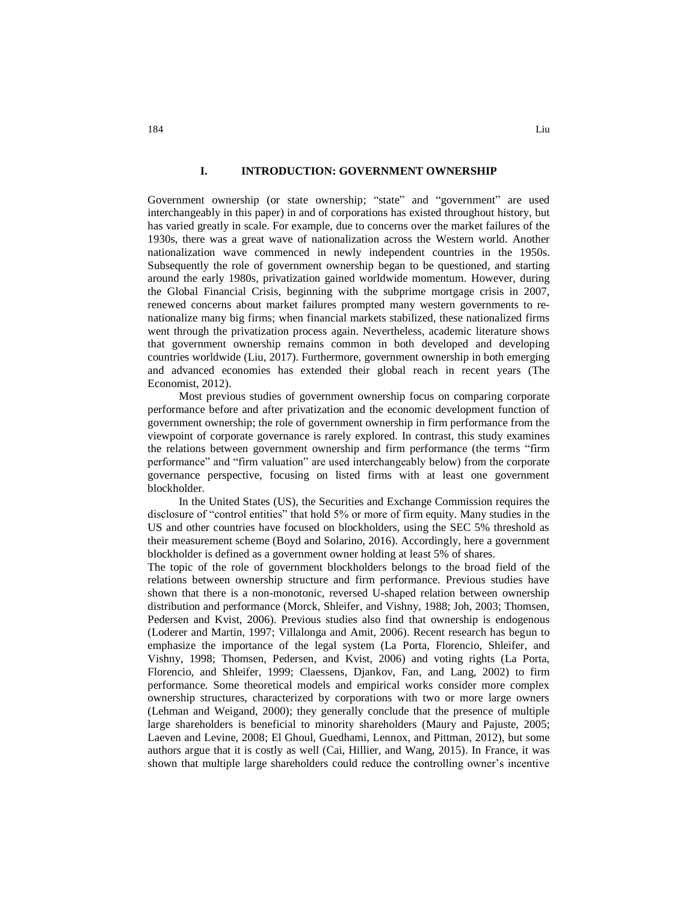## I. INTRODUCTION: GOVERNMENT OWNERSHIP

Government ownership (or state ownership; "state" and "government" are used interchangeably in this paper) in and of corporations has existed throughout history, but has varied greatly in scale. For example, due to concerns over the market failures of the 1930s, there was a great wave of nationalization across the Western world. Another nationalization wave commenced in newly independent countries in the 1950s. Subsequently the role of government ownership began to be questioned, and starting around the early 1980s, privatization gained worldwide momentum. However, during the Global Financial Crisis, beginning with the subprime mortgage crisis in 2007, renewed concerns about market failures prompted many western governments to re-nationalize many big firms; when financial markets stabilized, these nationalized firms went through the privatization process again. Nevertheless, academic literature shows that government ownership remains common in both developed and developing countries worldwide (Liu, 2017). Furthermore, government ownership in both emerging and advanced economies has extended their global reach in recent years (The Economist, 2012).

Most previous studies of government ownership focus on comparing corporate performance before and after privatization and the economic development function of government ownership; the role of government ownership in firm performance from the viewpoint of corporate governance is rarely explored. In contrast, this study examines the relations between government ownership and firm performance (the terms "firm performance" and "firm valuation" are used interchangeably below) from the corporate governance perspective, focusing on listed firms with at least one government blockholder.

In the United States (US), the Securities and Exchange Commission requires the disclosure of "control entities" that hold 5% or more of firm equity. Many studies in the US and other countries have focused on blockholders, using the SEC 5% threshold as their measurement scheme (Boyd and Solarino, 2016). Accordingly, here a government blockholder is defined as a government owner holding at least 5% of shares.

The topic of the role of government blockholders belongs to the broad field of the relations between ownership structure and firm performance. Previous studies have shown that there is a non-monotonic, reversed U-shaped relation between ownership distribution and performance (Morck, Shleifer, and Vishny, 1988; Joh, 2003; Thomsen, Pedersen and Kvist, 2006). Previous studies also find that ownership is endogenous (Loderer and Martin, 1997; Villalonga and Amit, 2006). Recent research has begun to emphasize the importance of the legal system (La Porta, Florencio, Shleifer, and Vishny, 1998; Thomsen, Pedersen, and Kvist, 2006) and voting rights (La Porta, Florencio, and Shleifer, 1999; Claessens, Djankov, Fan, and Lang, 2002) to firm performance. Some theoretical models and empirical works consider more complex ownership structures, characterized by corporations with two or more large owners (Lehman and Weigand, 2000); they generally conclude that the presence of multiple large shareholders is beneficial to minority shareholders (Maury and Pajuste, 2005; Laeven and Levine, 2008; El Ghoul, Guedhami, Lennox, and Pittman, 2012), but some authors argue that it is costly as well (Cai, Hillier, and Wang, 2015). In France, it was shown that multiple large shareholders could reduce the controlling owner's incentive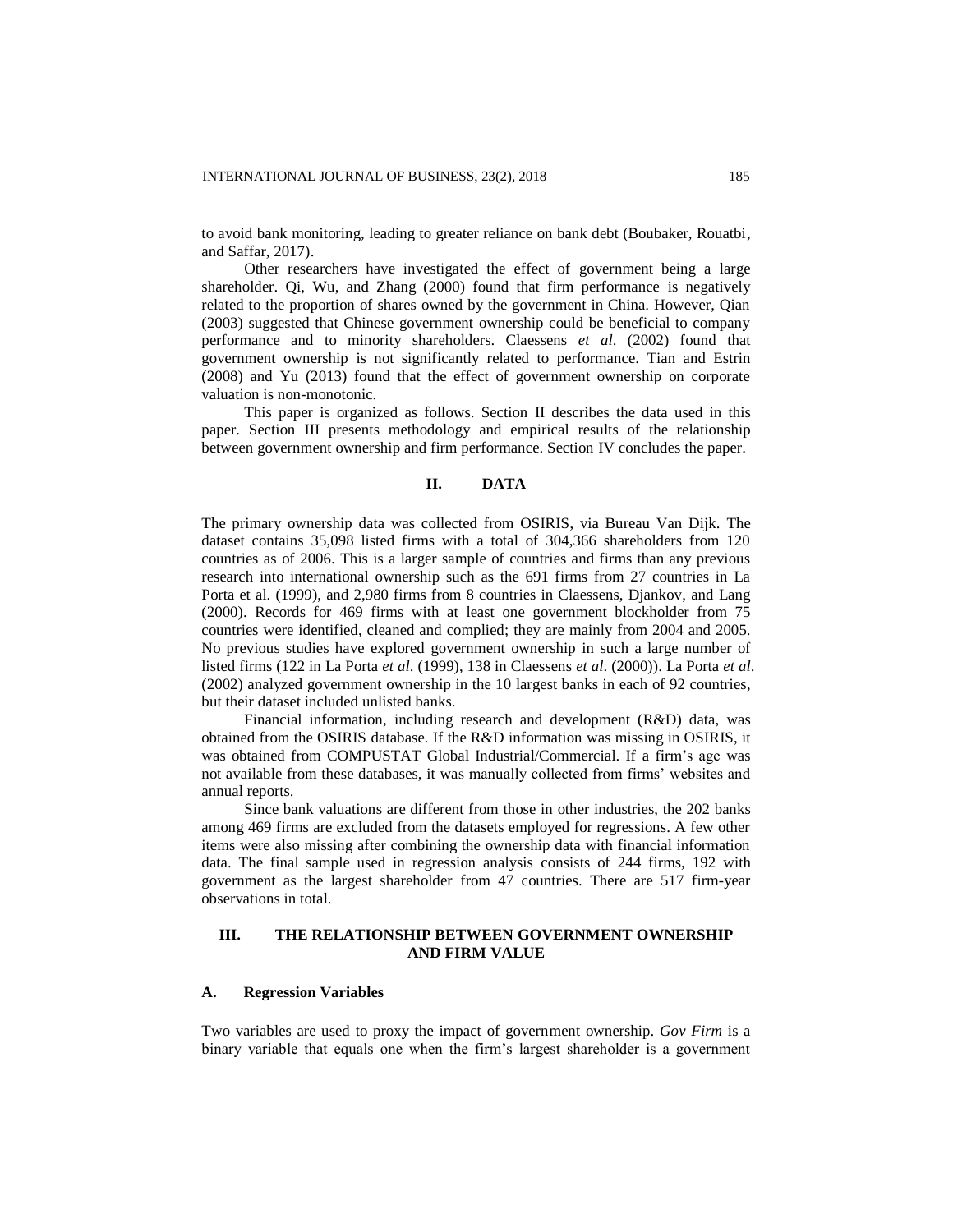to avoid bank monitoring, leading to greater reliance on bank debt (Boubaker, Rouatbi, and Saffar, 2017).

Other researchers have investigated the effect of government being a large shareholder. Qi, Wu, and Zhang (2000) found that firm performance is negatively related to the proportion of shares owned by the government in China. However, Qian (2003) suggested that Chinese government ownership could be beneficial to company performance and to minority shareholders. Claessens *et al*. (2002) found that government ownership is not significantly related to performance. Tian and Estrin (2008) and Yu (2013) found that the effect of government ownership on corporate valuation is non-monotonic.

This paper is organized as follows. Section II describes the data used in this paper. Section III presents methodology and empirical results of the relationship between government ownership and firm performance. Section IV concludes the paper.

## II. DATA

The primary ownership data was collected from OSIRIS, via Bureau Van Dijk. The dataset contains 35,098 listed firms with a total of 304,366 shareholders from 120 countries as of 2006. This is a larger sample of countries and firms than any previous research into international ownership such as the 691 firms from 27 countries in La Porta et al. (1999), and 2,980 firms from 8 countries in Claessens, Djankov, and Lang (2000). Records for 469 firms with at least one government blockholder from 75 countries were identified, cleaned and complied; they are mainly from 2004 and 2005. No previous studies have explored government ownership in such a large number of listed firms (122 in La Porta *et al*. (1999), 138 in Claessens *et al*. (2000)). La Porta *et al*. (2002) analyzed government ownership in the 10 largest banks in each of 92 countries, but their dataset included unlisted banks.

Financial information, including research and development (R&D) data, was obtained from the OSIRIS database. If the R&D information was missing in OSIRIS, it was obtained from COMPUSTAT Global Industrial/Commercial. If a firm's age was not available from these databases, it was manually collected from firms' websites and annual reports.

Since bank valuations are different from those in other industries, the 202 banks among 469 firms are excluded from the datasets employed for regressions. A few other items were also missing after combining the ownership data with financial information data. The final sample used in regression analysis consists of 244 firms, 192 with government as the largest shareholder from 47 countries. There are 517 firm-year observations in total.

## III. THE RELATIONSHIP BETWEEN GOVERNMENT OWNERSHIP AND FIRM VALUE

### A. Regression Variables

Two variables are used to proxy the impact of government ownership. *Gov Firm* is a binary variable that equals one when the firm's largest shareholder is a government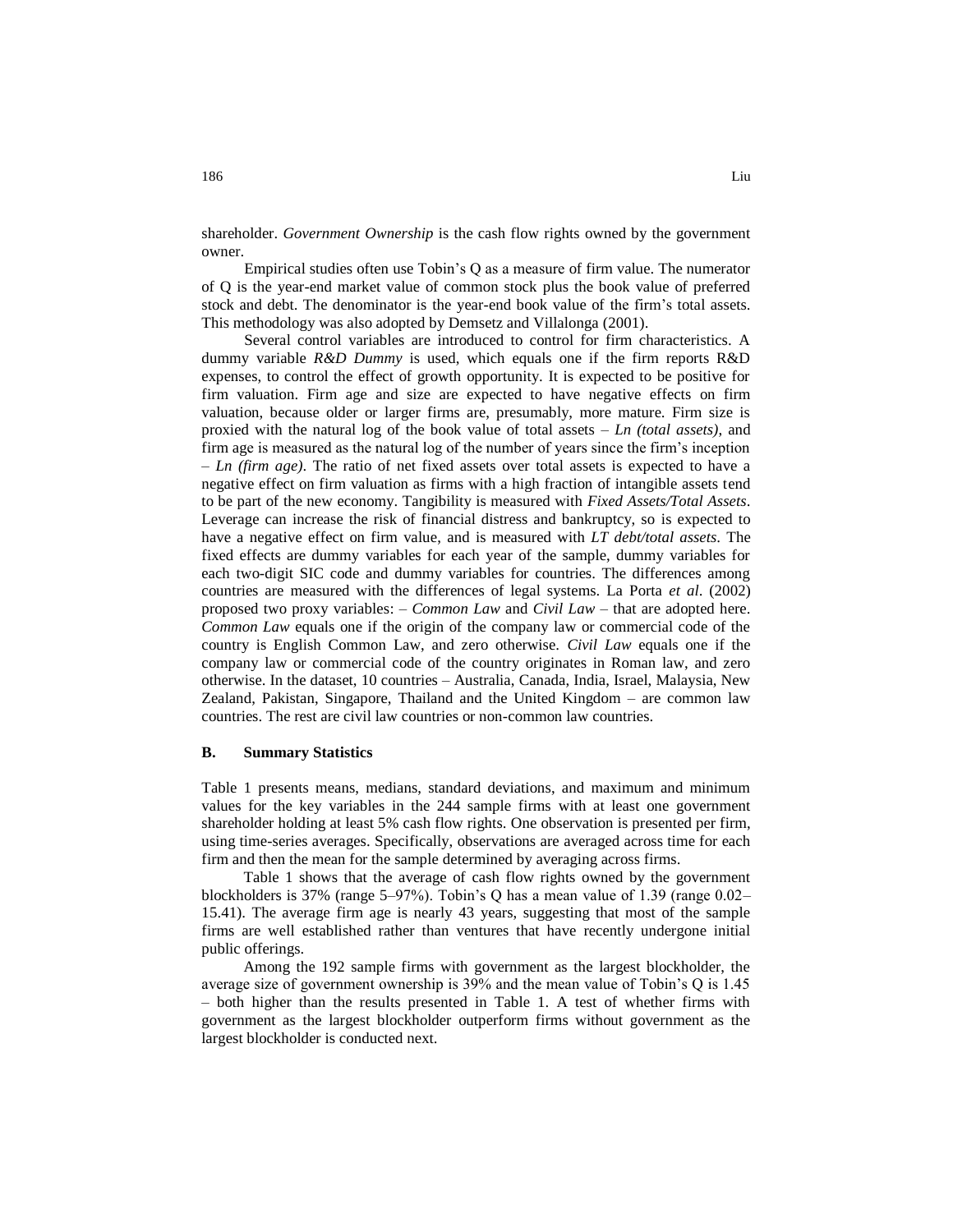shareholder. *Government Ownership* is the cash flow rights owned by the government owner.

Empirical studies often use Tobin's Q as a measure of firm value. The numerator of Q is the year-end market value of common stock plus the book value of preferred stock and debt. The denominator is the year-end book value of the firm's total assets. This methodology was also adopted by Demsetz and Villalonga (2001).

Several control variables are introduced to control for firm characteristics. A dummy variable *R&D Dummy* is used, which equals one if the firm reports R&D expenses, to control the effect of growth opportunity. It is expected to be positive for firm valuation. Firm age and size are expected to have negative effects on firm valuation, because older or larger firms are, presumably, more mature. Firm size is proxied with the natural log of the book value of total assets – *Ln (total assets)*, and firm age is measured as the natural log of the number of years since the firm's inception – *Ln (firm age)*. The ratio of net fixed assets over total assets is expected to have a negative effect on firm valuation as firms with a high fraction of intangible assets tend to be part of the new economy. Tangibility is measured with *Fixed Assets/Total Assets*. Leverage can increase the risk of financial distress and bankruptcy, so is expected to have a negative effect on firm value, and is measured with *LT debt/total assets*. The fixed effects are dummy variables for each year of the sample, dummy variables for each two-digit SIC code and dummy variables for countries. The differences among countries are measured with the differences of legal systems. La Porta *et al*. (2002) proposed two proxy variables: – *Common Law* and *Civil Law* – that are adopted here. *Common Law* equals one if the origin of the company law or commercial code of the country is English Common Law, and zero otherwise. *Civil Law* equals one if the company law or commercial code of the country originates in Roman law, and zero otherwise. In the dataset, 10 countries – Australia, Canada, India, Israel, Malaysia, New Zealand, Pakistan, Singapore, Thailand and the United Kingdom – are common law countries. The rest are civil law countries or non-common law countries.

### B. Summary Statistics

Table 1 presents means, medians, standard deviations, and maximum and minimum values for the key variables in the 244 sample firms with at least one government shareholder holding at least 5% cash flow rights. One observation is presented per firm, using time-series averages. Specifically, observations are averaged across time for each firm and then the mean for the sample determined by averaging across firms.

Table 1 shows that the average of cash flow rights owned by the government blockholders is 37% (range 5–97%). Tobin's Q has a mean value of 1.39 (range 0.02–15.41). The average firm age is nearly 43 years, suggesting that most of the sample firms are well established rather than ventures that have recently undergone initial public offerings.

Among the 192 sample firms with government as the largest blockholder, the average size of government ownership is 39% and the mean value of Tobin's Q is 1.45 – both higher than the results presented in Table 1. A test of whether firms with government as the largest blockholder outperform firms without government as the largest blockholder is conducted next.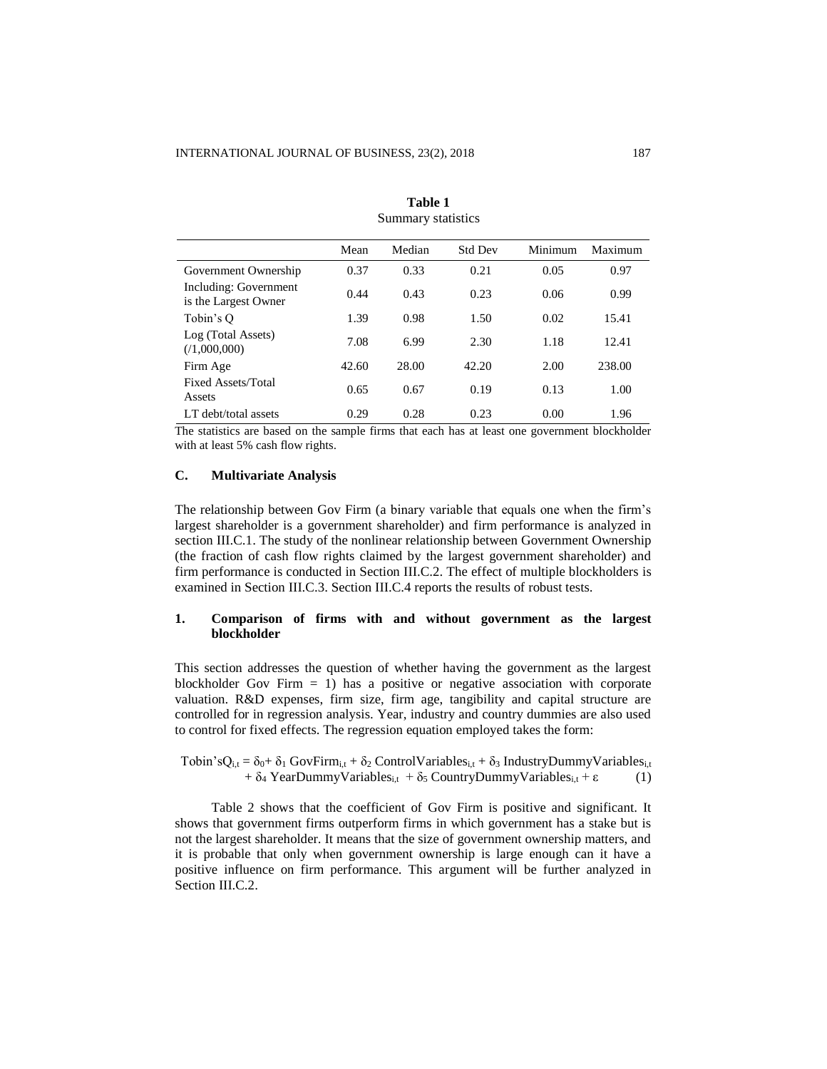**Table 1**
Summary statistics

| | Mean | Median | Std Dev | Minimum | Maximum |
|---|---|---|---|---|---|
| Government Ownership | 0.37 | 0.33 | 0.21 | 0.05 | 0.97 |
| Including: Government is the Largest Owner | 0.44 | 0.43 | 0.23 | 0.06 | 0.99 |
| Tobin's Q | 1.39 | 0.98 | 1.50 | 0.02 | 15.41 |
| Log (Total Assets) (/1,000,000) | 7.08 | 6.99 | 2.30 | 1.18 | 12.41 |
| Firm Age | 42.60 | 28.00 | 42.20 | 2.00 | 238.00 |
| Fixed Assets/Total Assets | 0.65 | 0.67 | 0.19 | 0.13 | 1.00 |
| LT debt/total assets | 0.29 | 0.28 | 0.23 | 0.00 | 1.96 |

The statistics are based on the sample firms that each has at least one government blockholder with at least 5% cash flow rights.

### C. Multivariate Analysis

The relationship between Gov Firm (a binary variable that equals one when the firm's largest shareholder is a government shareholder) and firm performance is analyzed in section III.C.1. The study of the nonlinear relationship between Government Ownership (the fraction of cash flow rights claimed by the largest government shareholder) and firm performance is conducted in Section III.C.2. The effect of multiple blockholders is examined in Section III.C.3. Section III.C.4 reports the results of robust tests.

#### 1. Comparison of firms with and without government as the largest blockholder

This section addresses the question of whether having the government as the largest blockholder Gov Firm = 1) has a positive or negative association with corporate valuation. R&D expenses, firm size, firm age, tangibility and capital structure are controlled for in regression analysis. Year, industry and country dummies are also used to control for fixed effects. The regression equation employed takes the form:

$$\text{Tobin'sQ}_{i,t} = \delta_0 + \delta_1 \text{ GovFirm}_{i,t} + \delta_2 \text{ ControlVariables}_{i,t} + \delta_3 \text{ IndustryDummyVariables}_{i,t} + \delta_4 \text{ YearDummyVariables}_{i,t} + \delta_5 \text{ CountryDummyVariables}_{i,t} + \varepsilon \qquad (1)$$

Table 2 shows that the coefficient of Gov Firm is positive and significant. It shows that government firms outperform firms in which government has a stake but is not the largest shareholder. It means that the size of government ownership matters, and it is probable that only when government ownership is large enough can it have a positive influence on firm performance. This argument will be further analyzed in Section III.C.2.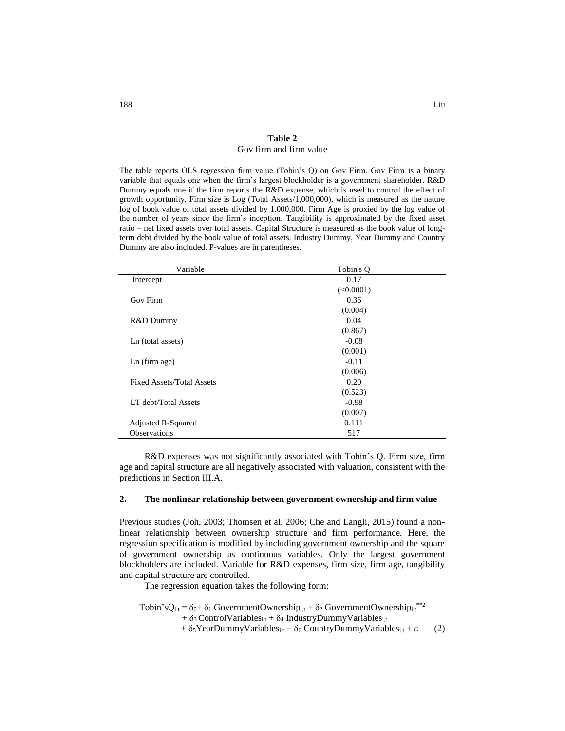**Table 2**

Gov firm and firm value

The table reports OLS regression firm value (Tobin's Q) on Gov Firm. Gov Firm is a binary variable that equals one when the firm's largest blockholder is a government shareholder. R&D Dummy equals one if the firm reports the R&D expense, which is used to control the effect of growth opportunity. Firm size is Log (Total Assets/1,000,000), which is measured as the nature log of book value of total assets divided by 1,000,000. Firm Age is proxied by the log value of the number of years since the firm's inception. Tangibility is approximated by the fixed asset ratio – net fixed assets over total assets. Capital Structure is measured as the book value of long-term debt divided by the book value of total assets. Industry Dummy, Year Dummy and Country Dummy are also included. P-values are in parentheses.

| Variable | Tobin's Q |
|---|---|
| Intercept | 0.17 |
| | (<0.0001) |
| Gov Firm | 0.36 |
| | (0.004) |
| R&D Dummy | 0.04 |
| | (0.867) |
| Ln (total assets) | -0.08 |
| | (0.001) |
| Ln (firm age) | -0.11 |
| | (0.006) |
| Fixed Assets/Total Assets | 0.20 |
| | (0.523) |
| LT debt/Total Assets | -0.98 |
| | (0.007) |
| Adjusted R-Squared | 0.111 |
| Observations | 517 |

R&D expenses was not significantly associated with Tobin's Q. Firm size, firm age and capital structure are all negatively associated with valuation, consistent with the predictions in Section III.A.

## 2. The nonlinear relationship between government ownership and firm value

Previous studies (Joh, 2003; Thomsen et al. 2006; Che and Langli, 2015) found a non-linear relationship between ownership structure and firm performance. Here, the regression specification is modified by including government ownership and the square of government ownership as continuous variables. Only the largest government blockholders are included. Variable for R&D expenses, firm size, firm age, tangibility and capital structure are controlled.

The regression equation takes the following form:

$$\text{Tobin'sQ}_{i,t} = \delta_0 + \delta_1 \text{ GovernmentOwnership}_{i,t} + \delta_2 \text{ GovernmentOwnership}_{i,t}^{**2} + \delta_3 \text{ControlVariables}_{i,t} + \delta_4 \text{ IndustryDummyVariables}_{i,t} + \delta_5 \text{YearDummyVariables}_{i,t} + \delta_6 \text{ CountryDummyVariables}_{i,t} + \varepsilon \quad (2)$$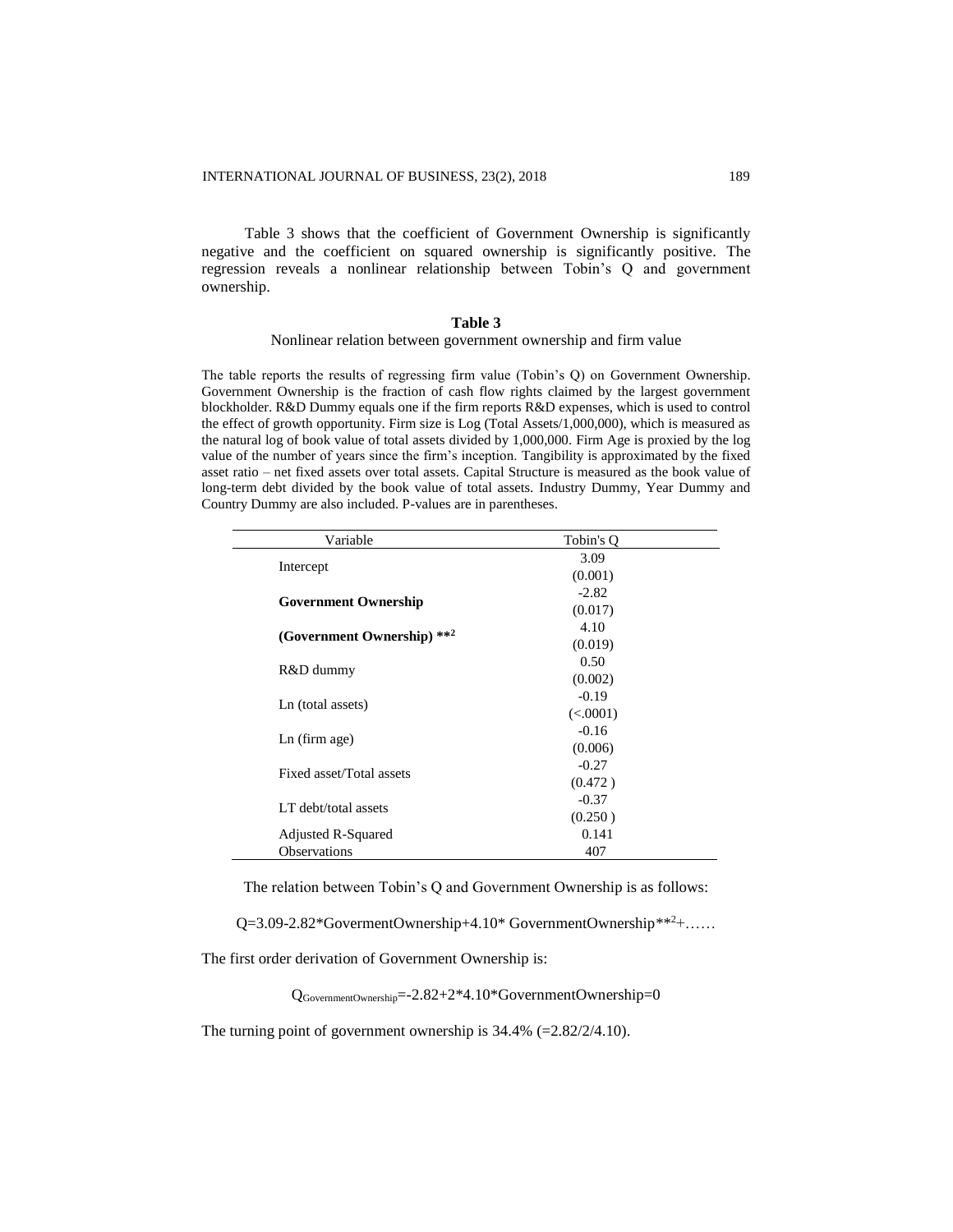Table 3 shows that the coefficient of Government Ownership is significantly negative and the coefficient on squared ownership is significantly positive. The regression reveals a nonlinear relationship between Tobin's Q and government ownership.

**Table 3**

Nonlinear relation between government ownership and firm value

The table reports the results of regressing firm value (Tobin's Q) on Government Ownership. Government Ownership is the fraction of cash flow rights claimed by the largest government blockholder. R&D Dummy equals one if the firm reports R&D expenses, which is used to control the effect of growth opportunity. Firm size is Log (Total Assets/1,000,000), which is measured as the natural log of book value of total assets divided by 1,000,000. Firm Age is proxied by the log value of the number of years since the firm's inception. Tangibility is approximated by the fixed asset ratio – net fixed assets over total assets. Capital Structure is measured as the book value of long-term debt divided by the book value of total assets. Industry Dummy, Year Dummy and Country Dummy are also included. P-values are in parentheses.

| Variable | Tobin's Q |
|---|---|
| Intercept | 3.09 |
| | (0.001) |
| **Government Ownership** | -2.82 |
| | (0.017) |
| **(Government Ownership) \*\*2** | 4.10 |
| | (0.019) |
| R&D dummy | 0.50 |
| | (0.002) |
| Ln (total assets) | -0.19 |
| | (<.0001) |
| Ln (firm age) | -0.16 |
| | (0.006) |
| Fixed asset/Total assets | -0.27 |
| | (0.472 ) |
| LT debt/total assets | -0.37 |
| | (0.250 ) |
| Adjusted R-Squared | 0.141 |
| Observations | 407 |

The relation between Tobin's Q and Government Ownership is as follows:

$$Q=3.09-2.82*GovermentOwnership+4.10*GovernmentOwnership^{**2}+\ldots\ldots$$

The first order derivation of Government Ownership is:

$$Q_{GovernmentOwnership}=-2.82+2*4.10*GovernmentOwnership=0$$

The turning point of government ownership is 34.4% (=2.82/2/4.10).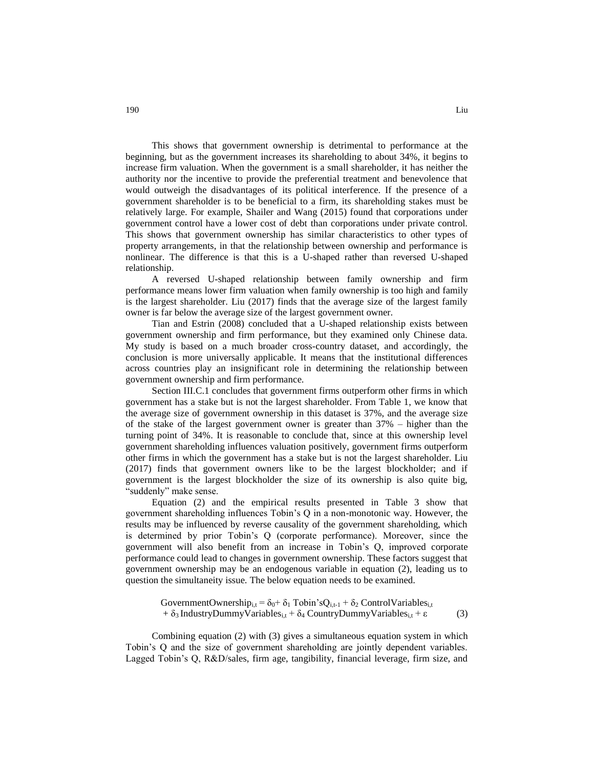This shows that government ownership is detrimental to performance at the beginning, but as the government increases its shareholding to about 34%, it begins to increase firm valuation. When the government is a small shareholder, it has neither the authority nor the incentive to provide the preferential treatment and benevolence that would outweigh the disadvantages of its political interference. If the presence of a government shareholder is to be beneficial to a firm, its shareholding stakes must be relatively large. For example, Shailer and Wang (2015) found that corporations under government control have a lower cost of debt than corporations under private control. This shows that government ownership has similar characteristics to other types of property arrangements, in that the relationship between ownership and performance is nonlinear. The difference is that this is a U-shaped rather than reversed U-shaped relationship.

A reversed U-shaped relationship between family ownership and firm performance means lower firm valuation when family ownership is too high and family is the largest shareholder. Liu (2017) finds that the average size of the largest family owner is far below the average size of the largest government owner.

Tian and Estrin (2008) concluded that a U-shaped relationship exists between government ownership and firm performance, but they examined only Chinese data. My study is based on a much broader cross-country dataset, and accordingly, the conclusion is more universally applicable. It means that the institutional differences across countries play an insignificant role in determining the relationship between government ownership and firm performance.

Section III.C.1 concludes that government firms outperform other firms in which government has a stake but is not the largest shareholder. From Table 1, we know that the average size of government ownership in this dataset is 37%, and the average size of the stake of the largest government owner is greater than 37% – higher than the turning point of 34%. It is reasonable to conclude that, since at this ownership level government shareholding influences valuation positively, government firms outperform other firms in which the government has a stake but is not the largest shareholder. Liu (2017) finds that government owners like to be the largest blockholder; and if government is the largest blockholder the size of its ownership is also quite big, "suddenly" make sense.

Equation (2) and the empirical results presented in Table 3 show that government shareholding influences Tobin's Q in a non-monotonic way. However, the results may be influenced by reverse causality of the government shareholding, which is determined by prior Tobin's Q (corporate performance). Moreover, since the government will also benefit from an increase in Tobin's Q, improved corporate performance could lead to changes in government ownership. These factors suggest that government ownership may be an endogenous variable in equation (2), leading us to question the simultaneity issue. The below equation needs to be examined.

$$\text{GovernmentOwnership}_{i,t} = \delta_0 + \delta_1\,\text{Tobin'sQ}_{i,t-1} + \delta_2\,\text{ControlVariables}_{i,t} + \delta_3\,\text{IndustryDummyVariables}_{i,t} + \delta_4\,\text{CountryDummyVariables}_{i,t} + \varepsilon \qquad (3)$$

Combining equation (2) with (3) gives a simultaneous equation system in which Tobin's Q and the size of government shareholding are jointly dependent variables. Lagged Tobin's Q, R&D/sales, firm age, tangibility, financial leverage, firm size, and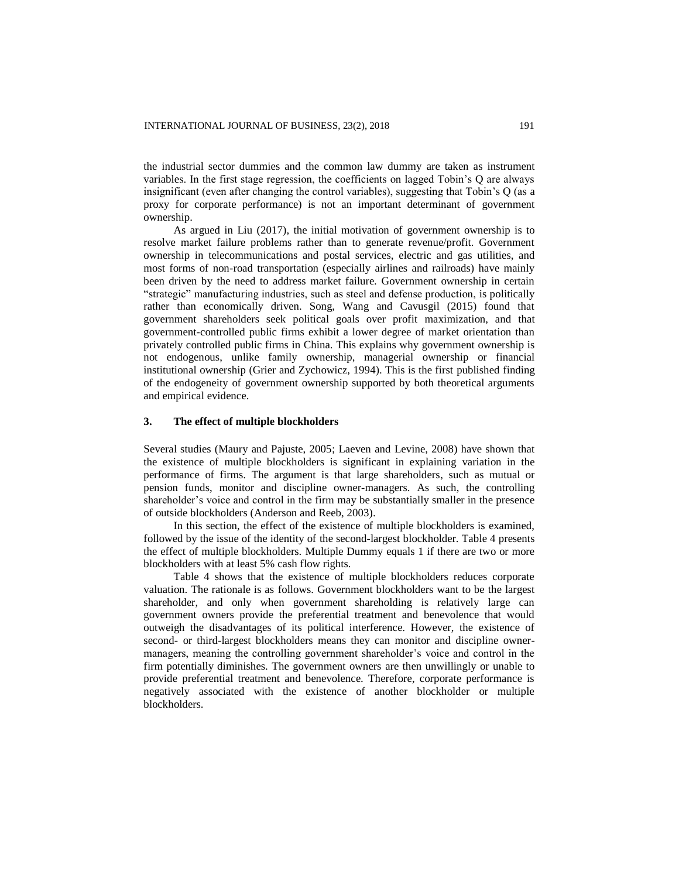the industrial sector dummies and the common law dummy are taken as instrument variables. In the first stage regression, the coefficients on lagged Tobin's Q are always insignificant (even after changing the control variables), suggesting that Tobin's Q (as a proxy for corporate performance) is not an important determinant of government ownership.

As argued in Liu (2017), the initial motivation of government ownership is to resolve market failure problems rather than to generate revenue/profit. Government ownership in telecommunications and postal services, electric and gas utilities, and most forms of non-road transportation (especially airlines and railroads) have mainly been driven by the need to address market failure. Government ownership in certain "strategic" manufacturing industries, such as steel and defense production, is politically rather than economically driven. Song, Wang and Cavusgil (2015) found that government shareholders seek political goals over profit maximization, and that government-controlled public firms exhibit a lower degree of market orientation than privately controlled public firms in China. This explains why government ownership is not endogenous, unlike family ownership, managerial ownership or financial institutional ownership (Grier and Zychowicz, 1994). This is the first published finding of the endogeneity of government ownership supported by both theoretical arguments and empirical evidence.

## 3. The effect of multiple blockholders

Several studies (Maury and Pajuste, 2005; Laeven and Levine, 2008) have shown that the existence of multiple blockholders is significant in explaining variation in the performance of firms. The argument is that large shareholders, such as mutual or pension funds, monitor and discipline owner-managers. As such, the controlling shareholder's voice and control in the firm may be substantially smaller in the presence of outside blockholders (Anderson and Reeb, 2003).

In this section, the effect of the existence of multiple blockholders is examined, followed by the issue of the identity of the second-largest blockholder. Table 4 presents the effect of multiple blockholders. Multiple Dummy equals 1 if there are two or more blockholders with at least 5% cash flow rights.

Table 4 shows that the existence of multiple blockholders reduces corporate valuation. The rationale is as follows. Government blockholders want to be the largest shareholder, and only when government shareholding is relatively large can government owners provide the preferential treatment and benevolence that would outweigh the disadvantages of its political interference. However, the existence of second- or third-largest blockholders means they can monitor and discipline owner-managers, meaning the controlling government shareholder's voice and control in the firm potentially diminishes. The government owners are then unwillingly or unable to provide preferential treatment and benevolence. Therefore, corporate performance is negatively associated with the existence of another blockholder or multiple blockholders.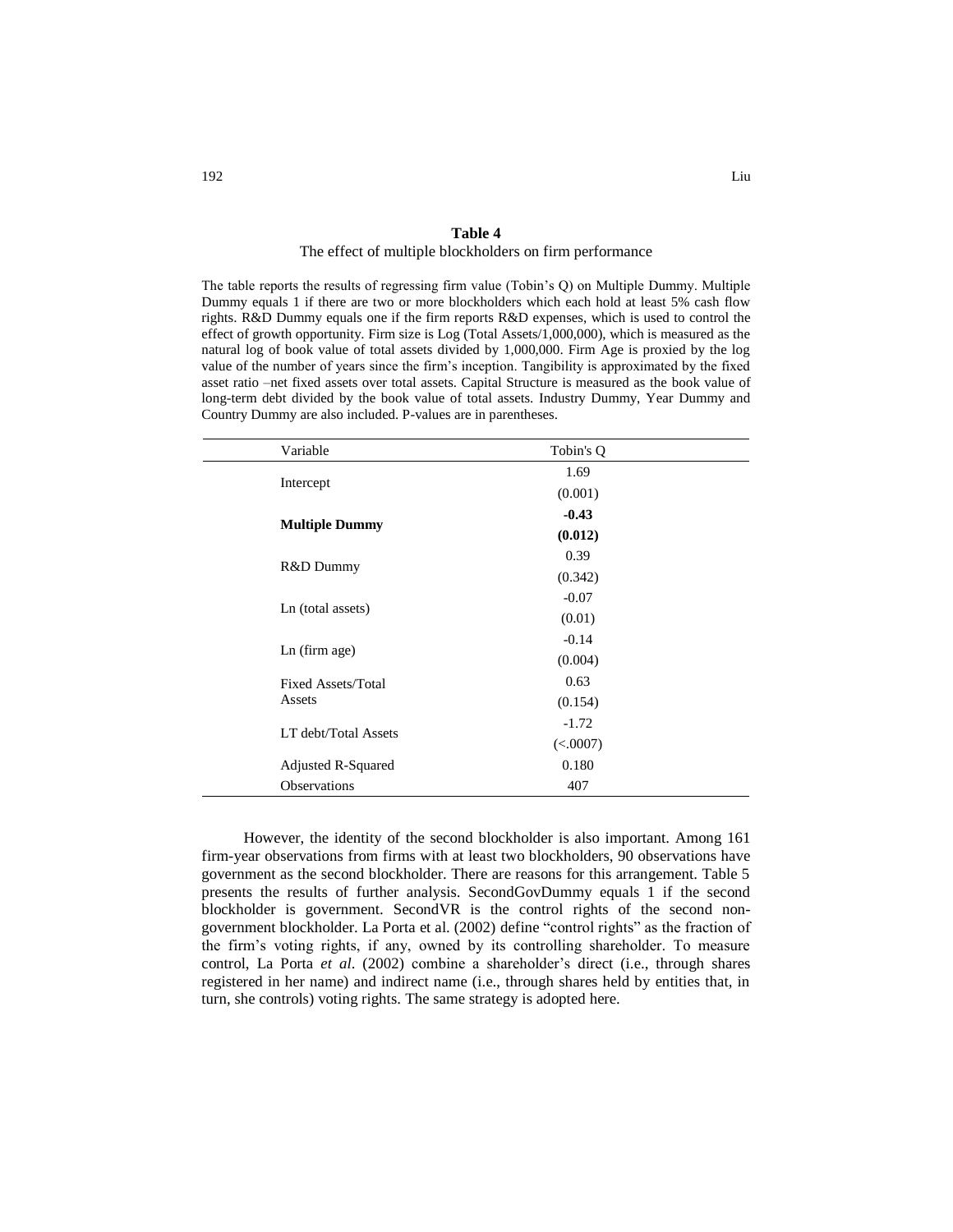**Table 4**

The effect of multiple blockholders on firm performance

The table reports the results of regressing firm value (Tobin's Q) on Multiple Dummy. Multiple Dummy equals 1 if there are two or more blockholders which each hold at least 5% cash flow rights. R&D Dummy equals one if the firm reports R&D expenses, which is used to control the effect of growth opportunity. Firm size is Log (Total Assets/1,000,000), which is measured as the natural log of book value of total assets divided by 1,000,000. Firm Age is proxied by the log value of the number of years since the firm's inception. Tangibility is approximated by the fixed asset ratio –net fixed assets over total assets. Capital Structure is measured as the book value of long-term debt divided by the book value of total assets. Industry Dummy, Year Dummy and Country Dummy are also included. P-values are in parentheses.

| Variable | Tobin's Q |
|---|---|
| Intercept | 1.69 |
| | (0.001) |
| **Multiple Dummy** | **-0.43** |
| | **(0.012)** |
| R&D Dummy | 0.39 |
| | (0.342) |
| Ln (total assets) | -0.07 |
| | (0.01) |
| Ln (firm age) | -0.14 |
| | (0.004) |
| Fixed Assets/Total Assets | 0.63 |
| | (0.154) |
| LT debt/Total Assets | -1.72 |
| | (<.0007) |
| Adjusted R-Squared | 0.180 |
| Observations | 407 |

However, the identity of the second blockholder is also important. Among 161 firm-year observations from firms with at least two blockholders, 90 observations have government as the second blockholder. There are reasons for this arrangement. Table 5 presents the results of further analysis. SecondGovDummy equals 1 if the second blockholder is government. SecondVR is the control rights of the second non-government blockholder. La Porta et al. (2002) define "control rights" as the fraction of the firm's voting rights, if any, owned by its controlling shareholder. To measure control, La Porta *et al*. (2002) combine a shareholder's direct (i.e., through shares registered in her name) and indirect name (i.e., through shares held by entities that, in turn, she controls) voting rights. The same strategy is adopted here.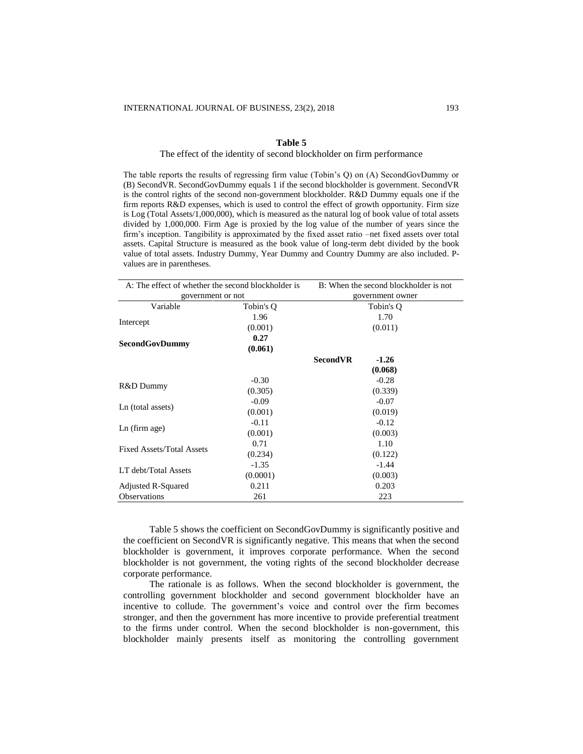**Table 5**

The effect of the identity of second blockholder on firm performance

The table reports the results of regressing firm value (Tobin's Q) on (A) SecondGovDummy or (B) SecondVR. SecondGovDummy equals 1 if the second blockholder is government. SecondVR is the control rights of the second non-government blockholder. R&D Dummy equals one if the firm reports R&D expenses, which is used to control the effect of growth opportunity. Firm size is Log (Total Assets/1,000,000), which is measured as the natural log of book value of total assets divided by 1,000,000. Firm Age is proxied by the log value of the number of years since the firm's inception. Tangibility is approximated by the fixed asset ratio –net fixed assets over total assets. Capital Structure is measured as the book value of long-term debt divided by the book value of total assets. Industry Dummy, Year Dummy and Country Dummy are also included. P-values are in parentheses.

| A: The effect of whether the second blockholder is government or not | | B: When the second blockholder is not government owner | |
|---|---|---|---|
| Variable | Tobin's Q | | Tobin's Q |
| Intercept | 1.96 | | 1.70 |
| | (0.001) | | (0.011) |
| **SecondGovDummy** | **0.27** | | |
| | **(0.061)** | | |
| | | **SecondVR** | **-1.26** |
| | | | **(0.068)** |
| R&D Dummy | -0.30 | | -0.28 |
| | (0.305) | | (0.339) |
| Ln (total assets) | -0.09 | | -0.07 |
| | (0.001) | | (0.019) |
| Ln (firm age) | -0.11 | | -0.12 |
| | (0.001) | | (0.003) |
| Fixed Assets/Total Assets | 0.71 | | 1.10 |
| | (0.234) | | (0.122) |
| LT debt/Total Assets | -1.35 | | -1.44 |
| | (0.0001) | | (0.003) |
| Adjusted R-Squared | 0.211 | | 0.203 |
| Observations | 261 | | 223 |

Table 5 shows the coefficient on SecondGovDummy is significantly positive and the coefficient on SecondVR is significantly negative. This means that when the second blockholder is government, it improves corporate performance. When the second blockholder is not government, the voting rights of the second blockholder decrease corporate performance.

The rationale is as follows. When the second blockholder is government, the controlling government blockholder and second government blockholder have an incentive to collude. The government's voice and control over the firm becomes stronger, and then the government has more incentive to provide preferential treatment to the firms under control. When the second blockholder is non-government, this blockholder mainly presents itself as monitoring the controlling government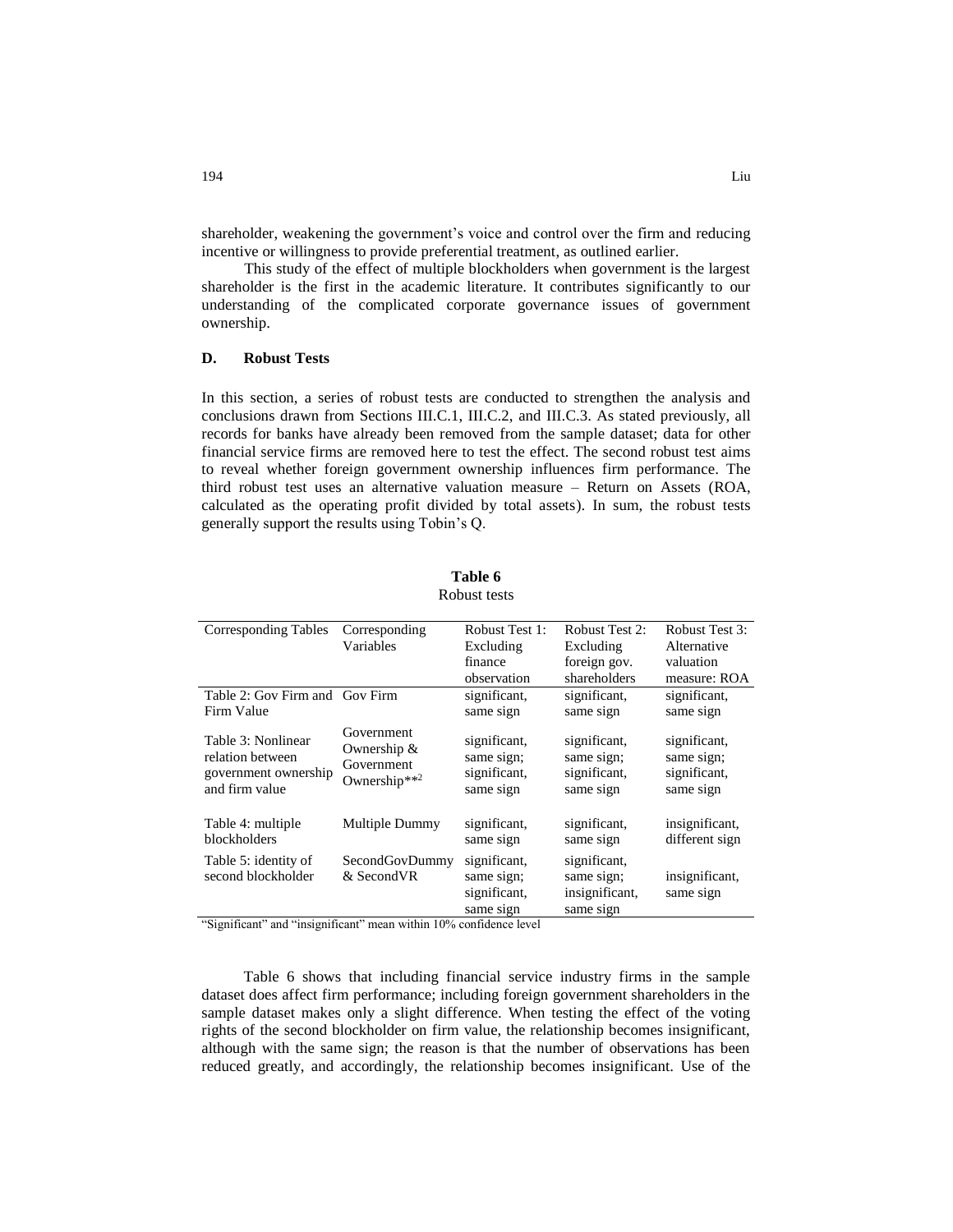shareholder, weakening the government's voice and control over the firm and reducing incentive or willingness to provide preferential treatment, as outlined earlier.

This study of the effect of multiple blockholders when government is the largest shareholder is the first in the academic literature. It contributes significantly to our understanding of the complicated corporate governance issues of government ownership.

### D. Robust Tests

In this section, a series of robust tests are conducted to strengthen the analysis and conclusions drawn from Sections III.C.1, III.C.2, and III.C.3. As stated previously, all records for banks have already been removed from the sample dataset; data for other financial service firms are removed here to test the effect. The second robust test aims to reveal whether foreign government ownership influences firm performance. The third robust test uses an alternative valuation measure – Return on Assets (ROA, calculated as the operating profit divided by total assets). In sum, the robust tests generally support the results using Tobin's Q.

**Table 6**
Robust tests

| Corresponding Tables | Corresponding Variables | Robust Test 1: Excluding finance observation | Robust Test 2: Excluding foreign gov. shareholders | Robust Test 3: Alternative valuation measure: ROA |
|---|---|---|---|---|
| Table 2: Gov Firm and Firm Value | Gov Firm | significant, same sign | significant, same sign | significant, same sign |
| Table 3: Nonlinear relation between government ownership and firm value | Government Ownership & Government Ownership**2 | significant, same sign; significant, same sign | significant, same sign; significant, same sign | significant, same sign; significant, same sign |
| Table 4: multiple blockholders | Multiple Dummy | significant, same sign | significant, same sign | insignificant, different sign |
| Table 5: identity of second blockholder | SecondGovDummy & SecondVR | significant, same sign; significant, same sign | significant, same sign; insignificant, same sign | insignificant, same sign |

"Significant" and "insignificant" mean within 10% confidence level

Table 6 shows that including financial service industry firms in the sample dataset does affect firm performance; including foreign government shareholders in the sample dataset makes only a slight difference. When testing the effect of the voting rights of the second blockholder on firm value, the relationship becomes insignificant, although with the same sign; the reason is that the number of observations has been reduced greatly, and accordingly, the relationship becomes insignificant. Use of the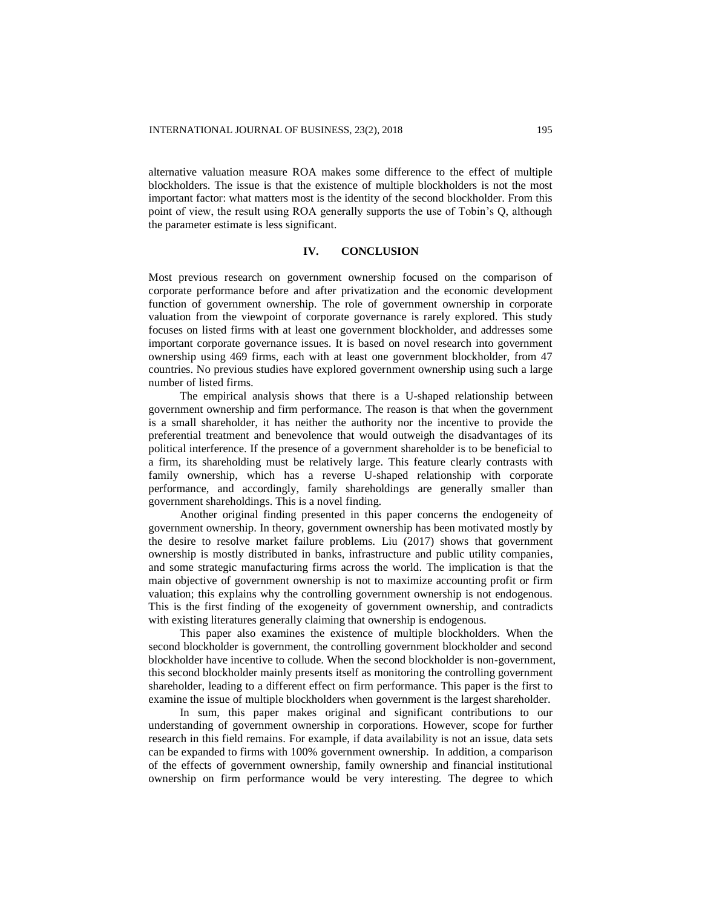alternative valuation measure ROA makes some difference to the effect of multiple blockholders. The issue is that the existence of multiple blockholders is not the most important factor: what matters most is the identity of the second blockholder. From this point of view, the result using ROA generally supports the use of Tobin's Q, although the parameter estimate is less significant.

## IV. CONCLUSION

Most previous research on government ownership focused on the comparison of corporate performance before and after privatization and the economic development function of government ownership. The role of government ownership in corporate valuation from the viewpoint of corporate governance is rarely explored. This study focuses on listed firms with at least one government blockholder, and addresses some important corporate governance issues. It is based on novel research into government ownership using 469 firms, each with at least one government blockholder, from 47 countries. No previous studies have explored government ownership using such a large number of listed firms.

The empirical analysis shows that there is a U-shaped relationship between government ownership and firm performance. The reason is that when the government is a small shareholder, it has neither the authority nor the incentive to provide the preferential treatment and benevolence that would outweigh the disadvantages of its political interference. If the presence of a government shareholder is to be beneficial to a firm, its shareholding must be relatively large. This feature clearly contrasts with family ownership, which has a reverse U-shaped relationship with corporate performance, and accordingly, family shareholdings are generally smaller than government shareholdings. This is a novel finding.

Another original finding presented in this paper concerns the endogeneity of government ownership. In theory, government ownership has been motivated mostly by the desire to resolve market failure problems. Liu (2017) shows that government ownership is mostly distributed in banks, infrastructure and public utility companies, and some strategic manufacturing firms across the world. The implication is that the main objective of government ownership is not to maximize accounting profit or firm valuation; this explains why the controlling government ownership is not endogenous. This is the first finding of the exogeneity of government ownership, and contradicts with existing literatures generally claiming that ownership is endogenous.

This paper also examines the existence of multiple blockholders. When the second blockholder is government, the controlling government blockholder and second blockholder have incentive to collude. When the second blockholder is non-government, this second blockholder mainly presents itself as monitoring the controlling government shareholder, leading to a different effect on firm performance. This paper is the first to examine the issue of multiple blockholders when government is the largest shareholder.

In sum, this paper makes original and significant contributions to our understanding of government ownership in corporations. However, scope for further research in this field remains. For example, if data availability is not an issue, data sets can be expanded to firms with 100% government ownership. In addition, a comparison of the effects of government ownership, family ownership and financial institutional ownership on firm performance would be very interesting. The degree to which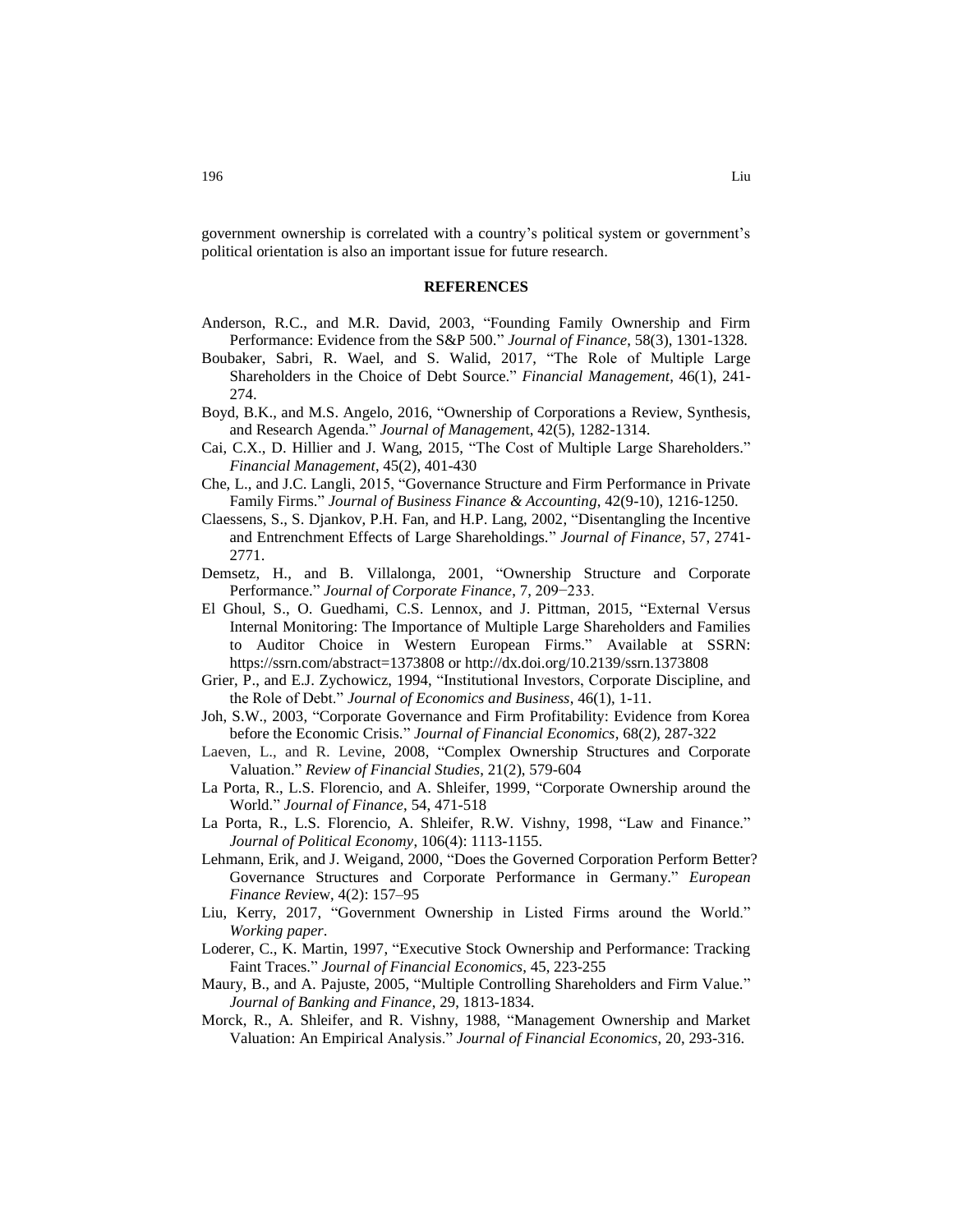government ownership is correlated with a country's political system or government's political orientation is also an important issue for future research.

## REFERENCES

Anderson, R.C., and M.R. David, 2003, "Founding Family Ownership and Firm Performance: Evidence from the S&P 500." *Journal of Finance*, 58(3), 1301-1328.

Boubaker, Sabri, R. Wael, and S. Walid, 2017, "The Role of Multiple Large Shareholders in the Choice of Debt Source." *Financial Management*, 46(1), 241-274.

Boyd, B.K., and M.S. Angelo, 2016, "Ownership of Corporations a Review, Synthesis, and Research Agenda." *Journal of Management*, 42(5), 1282-1314.

Cai, C.X., D. Hillier and J. Wang, 2015, "The Cost of Multiple Large Shareholders." *Financial Management*, 45(2), 401-430

Che, L., and J.C. Langli, 2015, "Governance Structure and Firm Performance in Private Family Firms." *Journal of Business Finance & Accounting*, 42(9-10), 1216-1250.

Claessens, S., S. Djankov, P.H. Fan, and H.P. Lang, 2002, "Disentangling the Incentive and Entrenchment Effects of Large Shareholdings." *Journal of Finance*, 57, 2741-2771.

Demsetz, H., and B. Villalonga, 2001, "Ownership Structure and Corporate Performance." *Journal of Corporate Finance*, 7, 209−233.

El Ghoul, S., O. Guedhami, C.S. Lennox, and J. Pittman, 2015, "External Versus Internal Monitoring: The Importance of Multiple Large Shareholders and Families to Auditor Choice in Western European Firms." Available at SSRN: https://ssrn.com/abstract=1373808 or http://dx.doi.org/10.2139/ssrn.1373808

Grier, P., and E.J. Zychowicz, 1994, "Institutional Investors, Corporate Discipline, and the Role of Debt." *Journal of Economics and Business*, 46(1), 1-11.

Joh, S.W., 2003, "Corporate Governance and Firm Profitability: Evidence from Korea before the Economic Crisis." *Journal of Financial Economics*, 68(2), 287-322

Laeven, L., and R. Levine, 2008, "Complex Ownership Structures and Corporate Valuation." *Review of Financial Studies*, 21(2), 579-604

La Porta, R., L.S. Florencio, and A. Shleifer, 1999, "Corporate Ownership around the World." *Journal of Finance*, 54, 471-518

La Porta, R., L.S. Florencio, A. Shleifer, R.W. Vishny, 1998, "Law and Finance." *Journal of Political Economy*, 106(4): 1113-1155.

Lehmann, Erik, and J. Weigand, 2000, "Does the Governed Corporation Perform Better? Governance Structures and Corporate Performance in Germany." *European Finance Review*, 4(2): 157–95

Liu, Kerry, 2017, "Government Ownership in Listed Firms around the World." *Working paper*.

Loderer, C., K. Martin, 1997, "Executive Stock Ownership and Performance: Tracking Faint Traces." *Journal of Financial Economics*, 45, 223-255

Maury, B., and A. Pajuste, 2005, "Multiple Controlling Shareholders and Firm Value." *Journal of Banking and Finance*, 29, 1813-1834.

Morck, R., A. Shleifer, and R. Vishny, 1988, "Management Ownership and Market Valuation: An Empirical Analysis." *Journal of Financial Economics*, 20, 293-316.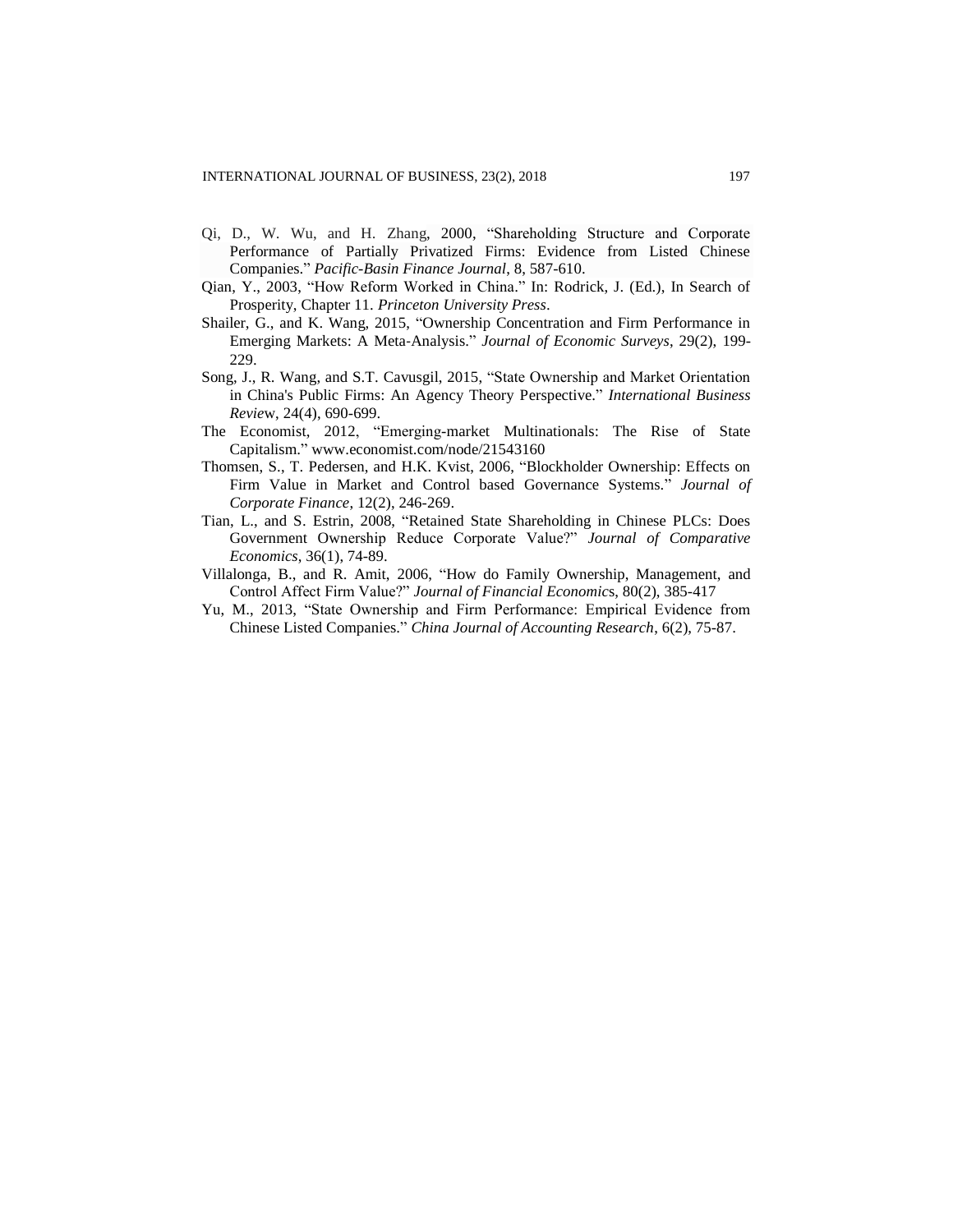Qi, D., W. Wu, and H. Zhang, 2000, "Shareholding Structure and Corporate Performance of Partially Privatized Firms: Evidence from Listed Chinese Companies." *Pacific-Basin Finance Journal*, 8, 587-610.

Qian, Y., 2003, "How Reform Worked in China." In: Rodrick, J. (Ed.), In Search of Prosperity, Chapter 11. *Princeton University Press*.

Shailer, G., and K. Wang, 2015, "Ownership Concentration and Firm Performance in Emerging Markets: A Meta-Analysis." *Journal of Economic Surveys*, 29(2), 199-229.

Song, J., R. Wang, and S.T. Cavusgil, 2015, "State Ownership and Market Orientation in China's Public Firms: An Agency Theory Perspective." *International Business Review*, 24(4), 690-699.

The Economist, 2012, "Emerging-market Multinationals: The Rise of State Capitalism." www.economist.com/node/21543160

Thomsen, S., T. Pedersen, and H.K. Kvist, 2006, "Blockholder Ownership: Effects on Firm Value in Market and Control based Governance Systems." *Journal of Corporate Finance*, 12(2), 246-269.

Tian, L., and S. Estrin, 2008, "Retained State Shareholding in Chinese PLCs: Does Government Ownership Reduce Corporate Value?" *Journal of Comparative Economics*, 36(1), 74-89.

Villalonga, B., and R. Amit, 2006, "How do Family Ownership, Management, and Control Affect Firm Value?" *Journal of Financial Economics*, 80(2), 385-417

Yu, M., 2013, "State Ownership and Firm Performance: Empirical Evidence from Chinese Listed Companies." *China Journal of Accounting Research*, 6(2), 75-87.